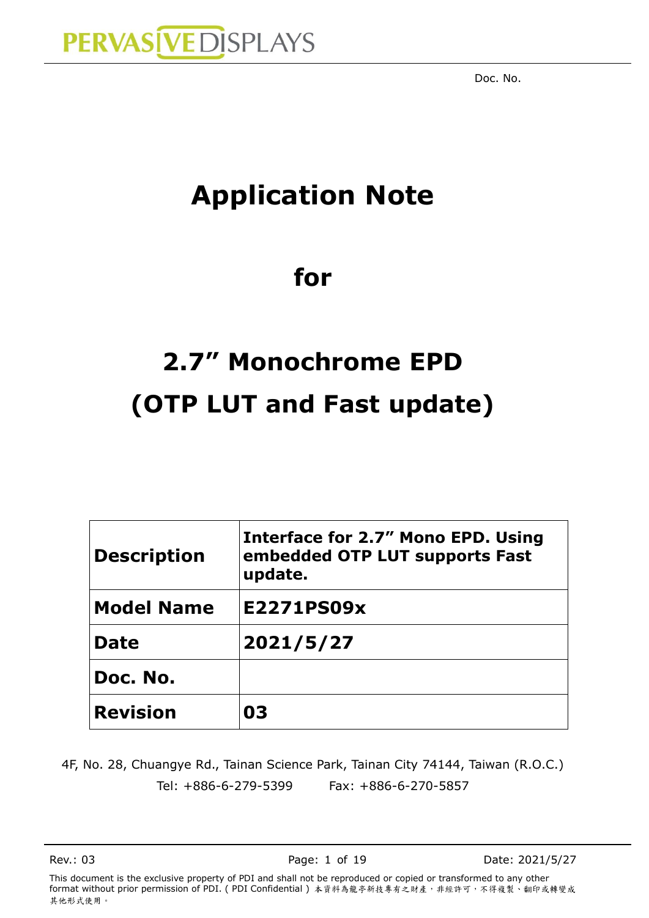Doc. No.

# Application Note

# for

# 2.7" Monochrome EPD (OTP LUT and Fast update)

| **Description** | **Interface for 2.7" Mono EPD. Using embedded OTP LUT supports Fast update.** |
|---|---|
| **Model Name** | **E2271PS09x** |
| **Date** | **2021/5/27** |
| **Doc. No.** | |
| **Revision** | **03** |

4F, No. 28, Chuangye Rd., Tainan Science Park, Tainan City 74144, Taiwan (R.O.C.)

Tel: +886-6-279-5399 Fax: +886-6-270-5857

This document is the exclusive property of PDI and shall not be reproduced or copied or transformed to any other format without prior permission of PDI. ( PDI Confidential ) 本資料為龍亭新技專有之財產，非經許可，不得複製、翻印或轉變成其他形式使用。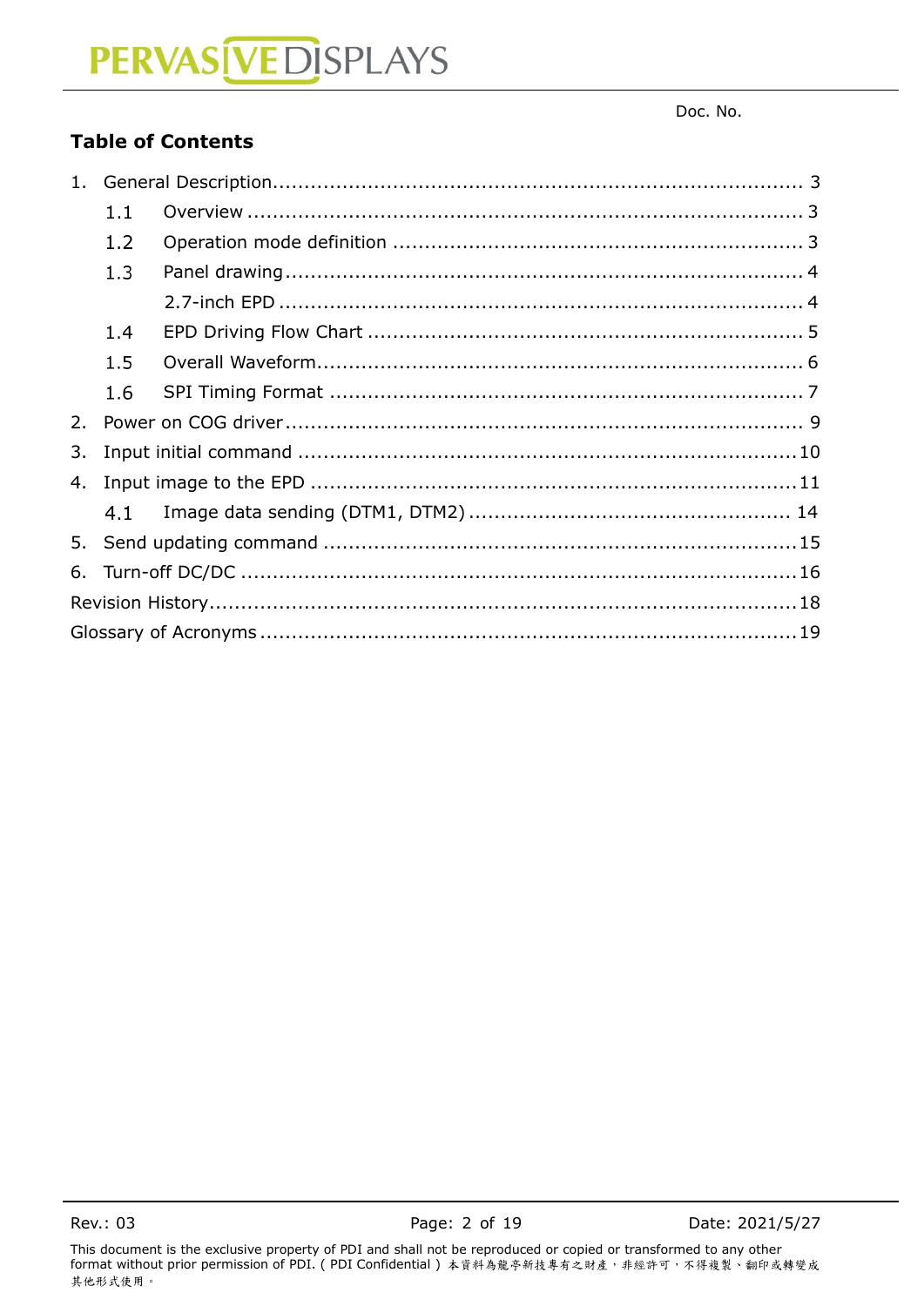Doc. No.

## Table of Contents

1. General Description........................................................................ 3
    - 1.1 Overview ........................................................................ 3
    - 1.2 Operation mode definition ................................................... 3
    - 1.3 Panel drawing.................................................................... 4
        - 2.7-inch EPD .................................................................... 4
    - 1.4 EPD Driving Flow Chart ...................................................... 5
    - 1.5 Overall Waveform.............................................................. 6
    - 1.6 SPI Timing Format ............................................................ 7
2. Power on COG driver.......................................................................... 9
3. Input initial command ...................................................................... 10
4. Input image to the EPD ..................................................................... 11
    - 4.1 Image data sending (DTM1, DTM2) ...................................... 14
5. Send updating command .................................................................... 15
6. Turn-off DC/DC ................................................................................ 16

Revision History................................................................................... 18

Glossary of Acronyms ............................................................................ 19

Rev.: 03 | Date: 2021/5/27

This document is the exclusive property of PDI and shall not be reproduced or copied or transformed to any other format without prior permission of PDI. ( PDI Confidential ) 本資料為龍亭新技專有之財產，非經許可，不得複製、翻印或轉變成其他形式使用。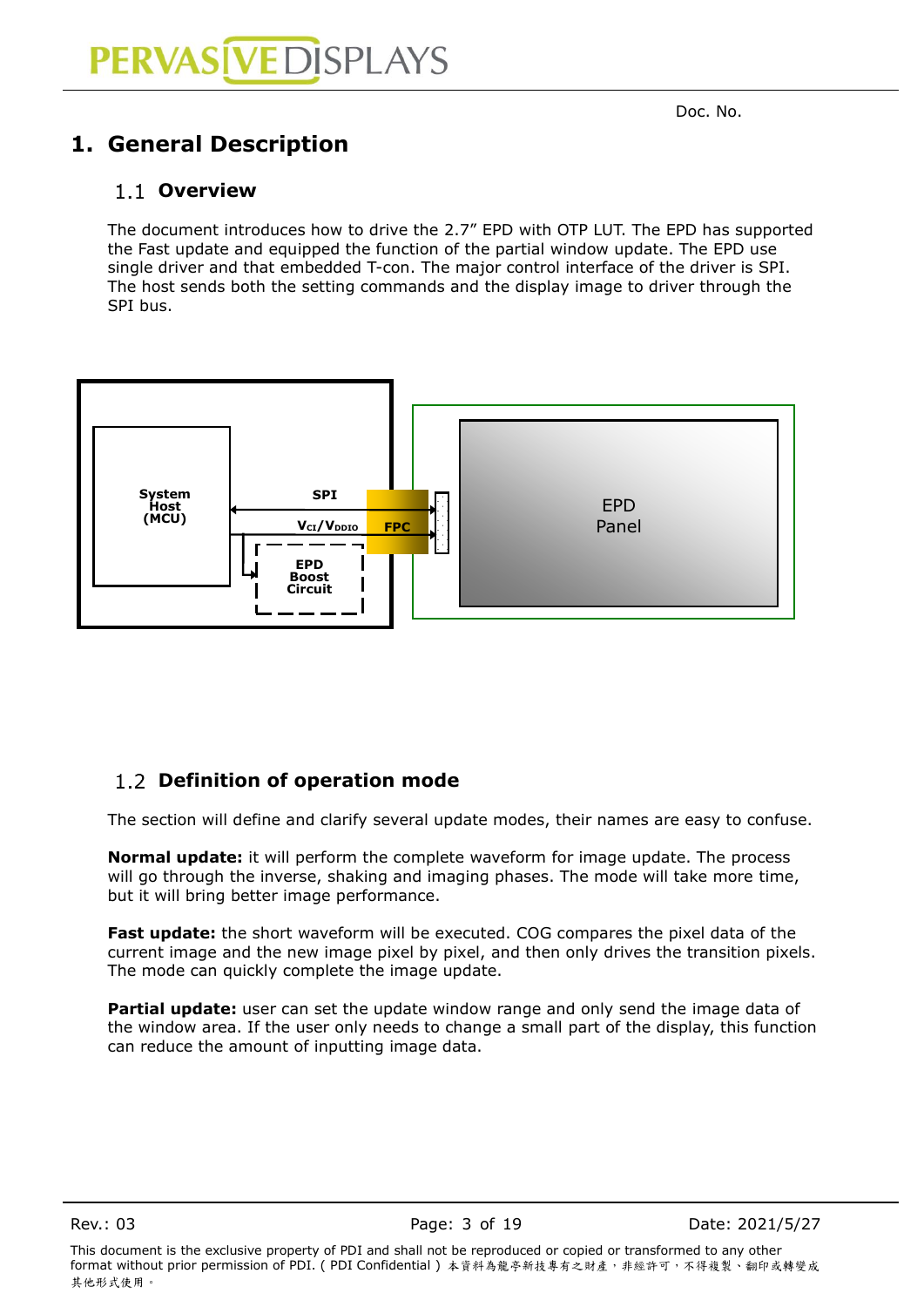# 1. General Description

## 1.1 Overview

The document introduces how to drive the 2.7" EPD with OTP LUT. The EPD has supported the Fast update and equipped the function of the partial window update. The EPD use single driver and that embedded T-con. The major control interface of the driver is SPI. The host sends both the setting commands and the display image to driver through the SPI bus.

System Host (MCU)

SPI

$V_{CI}/V_{DDIO}$

FPC

EPD Boost Circuit

EPD Panel

## 1.2 Definition of operation mode

The section will define and clarify several update modes, their names are easy to confuse.

**Normal update:** it will perform the complete waveform for image update. The process will go through the inverse, shaking and imaging phases. The mode will take more time, but it will bring better image performance.

**Fast update:** the short waveform will be executed. COG compares the pixel data of the current image and the new image pixel by pixel, and then only drives the transition pixels. The mode can quickly complete the image update.

**Partial update:** user can set the update window range and only send the image data of the window area. If the user only needs to change a small part of the display, this function can reduce the amount of inputting image data.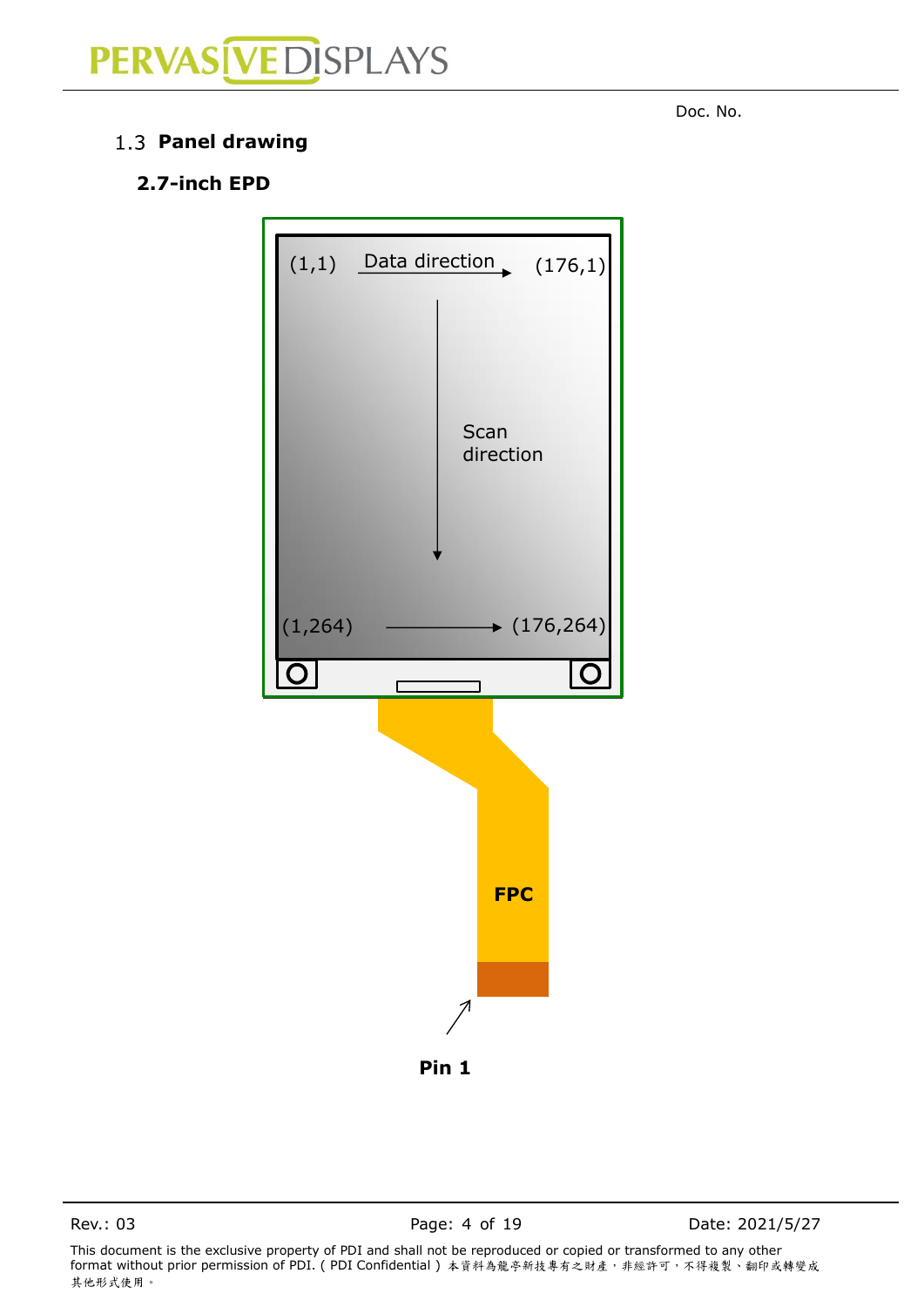Doc. No.

## 1.3 Panel drawing

### 2.7-inch EPD

(1,1) Data direction (176,1)

Scan direction

(1,264) (176,264)

FPC

Pin 1

This document is the exclusive property of PDI and shall not be reproduced or copied or transformed to any other format without prior permission of PDI. ( PDI Confidential ) 本資料為龍亭新技專有之財產，非經許可，不得複製、翻印或轉變成其他形式使用。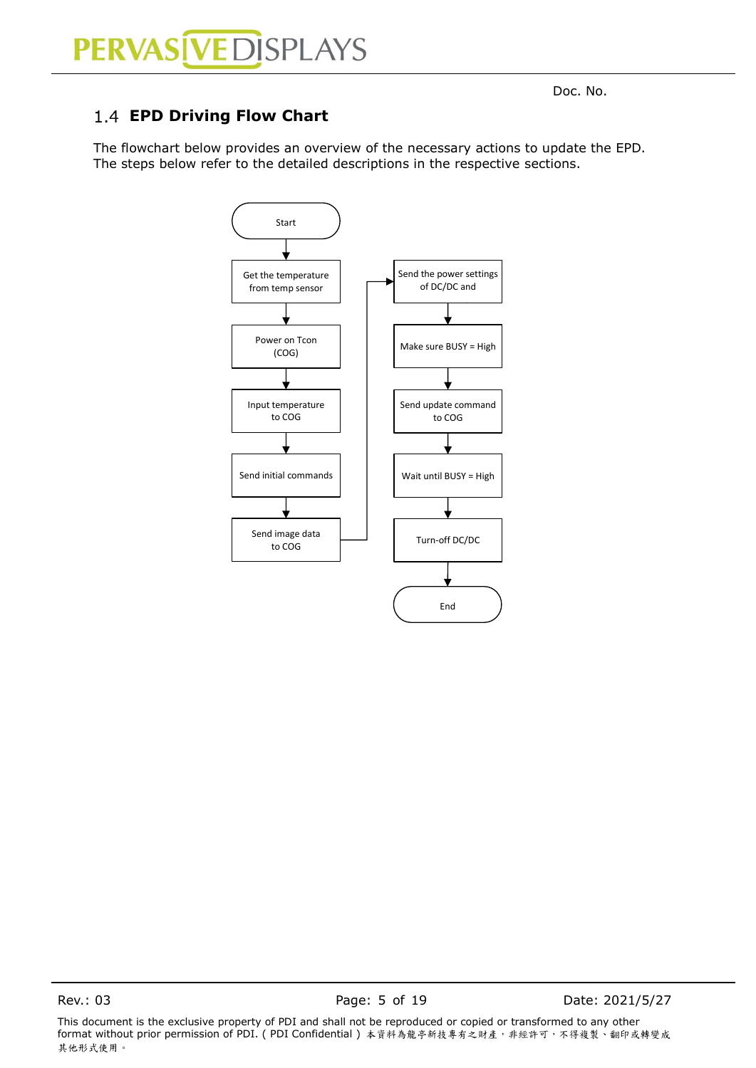## 1.4 EPD Driving Flow Chart

The flowchart below provides an overview of the necessary actions to update the EPD.
The steps below refer to the detailed descriptions in the respective sections.

Start

Get the temperature from temp sensor

Power on Tcon (COG)

Input temperature to COG

Send initial commands

Send image data to COG

Send the power settings of DC/DC and

Make sure BUSY = High

Send update command to COG

Wait until BUSY = High

Turn-off DC/DC

End

This document is the exclusive property of PDI and shall not be reproduced or copied or transformed to any other format without prior permission of PDI. ( PDI Confidential ) 本資料為龍亭新技專有之財產，非經許可，不得複製、翻印或轉變成其他形式使用。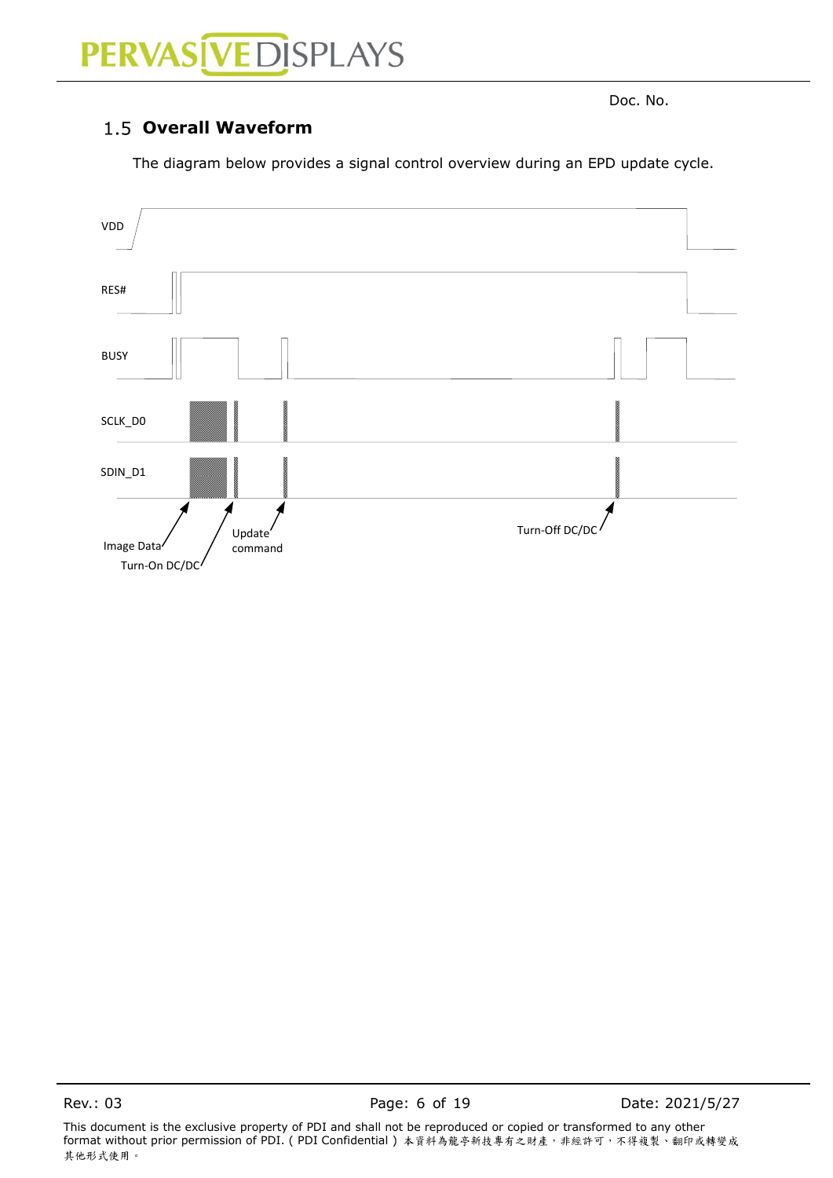## 1.5 Overall Waveform

The diagram below provides a signal control overview during an EPD update cycle.

VDD

RES#

BUSY

SCLK_D0

SDIN_D1

Image Data

Turn-On DC/DC

Update command

Turn-Off DC/DC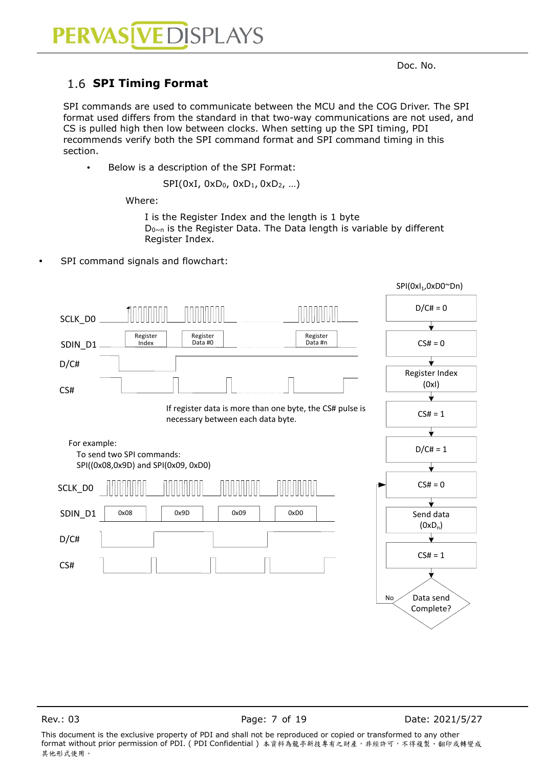### 1.6 SPI Timing Format

SPI commands are used to communicate between the MCU and the COG Driver. The SPI format used differs from the standard in that two-way communications are not used, and CS is pulled high then low between clocks. When setting up the SPI timing, PDI recommends verify both the SPI command format and SPI command timing in this section.

- Below is a description of the SPI Format:

  SPI(0xI, $0xD_0$, $0xD_1$, $0xD_2$, …)

  Where:

  I is the Register Index and the length is 1 byte
  $D_{0\sim n}$ is the Register Data. The Data length is variable by different Register Index.

- SPI command signals and flowchart:

SPI($0xI_1$,0xD0~Dn)

SCLK_D0

SDIN_D1 — Register Index | Register Data #0 | Register Data #n

D/C#

CS#

If register data is more than one byte, the CS# pulse is necessary between each data byte.

For example:
To send two SPI commands:
SPI((0x08,0x9D) and SPI(0x09, 0xD0)

SCLK_D0

SDIN_D1 — 0x08 | 0x9D | 0x09 | 0xD0

D/C#

CS#

Flowchart:

D/C# = 0 → CS# = 0 → Register Index (0xI) → CS# = 1 → D/C# = 1 → CS# = 0 → Send data ($0xD_n$) → CS# = 1 → Data send Complete? (No → CS# = 0)

Doc. No.

Rev.: 03 Date: 2021/5/27

This document is the exclusive property of PDI and shall not be reproduced or copied or transformed to any other format without prior permission of PDI. ( PDI Confidential ) 本資料為龍亭新技專有之財產，非經許可，不得複製、翻印或轉變成其他形式使用。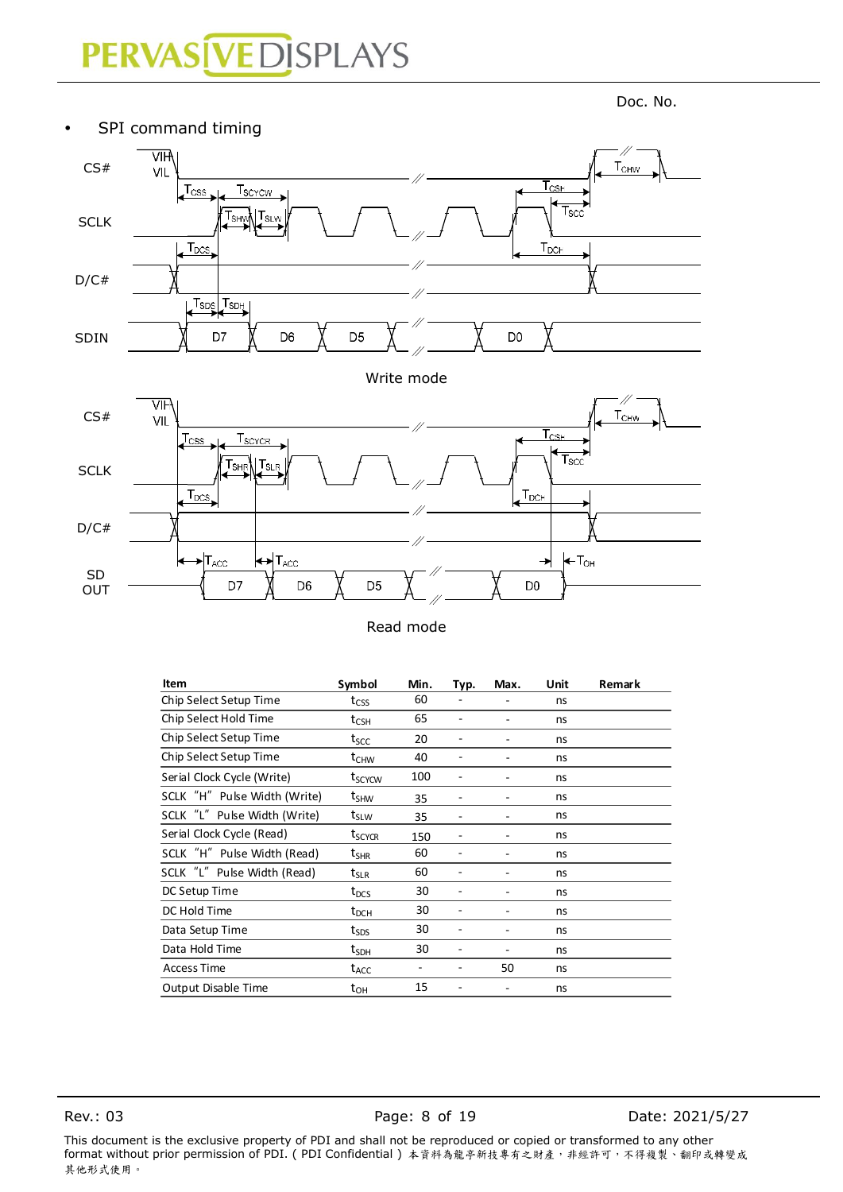Doc. No.

- SPI command timing

Write mode

Read mode

| Item | Symbol | Min. | Typ. | Max. | Unit | Remark |
|---|---|---|---|---|---|---|
| Chip Select Setup Time | $t_{CSS}$ | 60 | - | - | ns | |
| Chip Select Hold Time | $t_{CSH}$ | 65 | - | - | ns | |
| Chip Select Setup Time | $t_{SCC}$ | 20 | - | - | ns | |
| Chip Select Setup Time | $t_{CHW}$ | 40 | - | - | ns | |
| Serial Clock Cycle (Write) | $t_{SCYCW}$ | 100 | - | - | ns | |
| SCLK "H" Pulse Width (Write) | $t_{SHW}$ | 35 | - | - | ns | |
| SCLK "L" Pulse Width (Write) | $t_{SLW}$ | 35 | - | - | ns | |
| Serial Clock Cycle (Read) | $t_{SCYCR}$ | 150 | - | - | ns | |
| SCLK "H" Pulse Width (Read) | $t_{SHR}$ | 60 | - | - | ns | |
| SCLK "L" Pulse Width (Read) | $t_{SLR}$ | 60 | - | - | ns | |
| DC Setup Time | $t_{DCS}$ | 30 | - | - | ns | |
| DC Hold Time | $t_{DCH}$ | 30 | - | - | ns | |
| Data Setup Time | $t_{SDS}$ | 30 | - | - | ns | |
| Data Hold Time | $t_{SDH}$ | 30 | - | - | ns | |
| Access Time | $t_{ACC}$ | - | - | 50 | ns | |
| Output Disable Time | $t_{OH}$ | 15 | - | - | ns | |

This document is the exclusive property of PDI and shall not be reproduced or copied or transformed to any other format without prior permission of PDI. ( PDI Confidential ) 本資料為龍亭新技專有之財產，非經許可，不得複製、翻印或轉變成其他形式使用。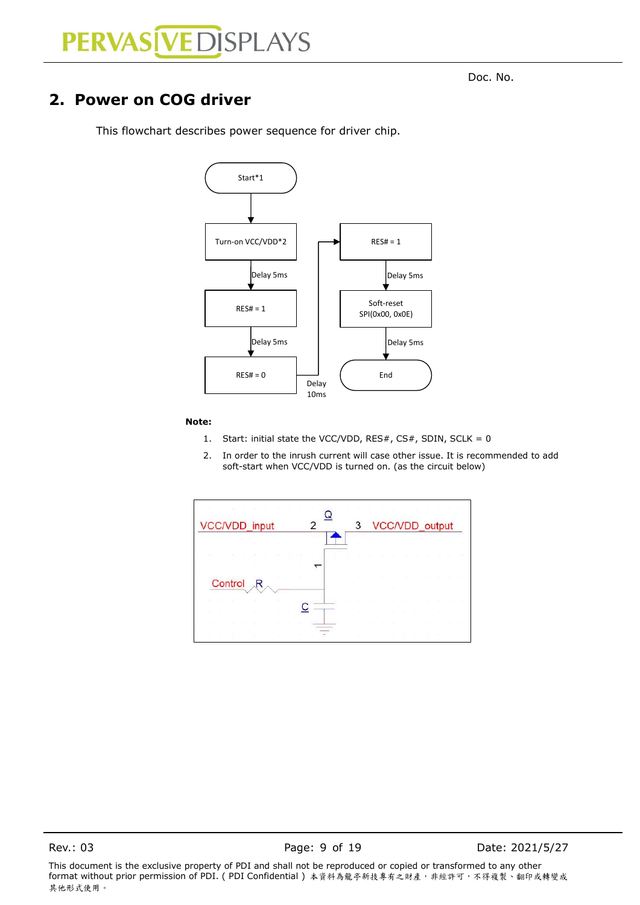Doc. No.

## 2. Power on COG driver

This flowchart describes power sequence for driver chip.

Start*1 → Turn-on VCC/VDD*2 → Delay 5ms → RES# = 1 → Delay 5ms → RES# = 0 → Delay 10ms → RES# = 1 → Delay 5ms → Soft-reset SPI(0x00, 0x0E) → Delay 5ms → End

**Note:**

1. Start: initial state the VCC/VDD, RES#, CS#, SDIN, SCLK = 0
2. In order to the inrush current will case other issue. It is recommended to add soft-start when VCC/VDD is turned on. (as the circuit below)

VCC/VDD_input 2 Q 3 VCC/VDD_output
1
Control R
C

Rev.: 03 Date: 2021/5/27

This document is the exclusive property of PDI and shall not be reproduced or copied or transformed to any other format without prior permission of PDI. ( PDI Confidential ) 本資料為龍亭新技專有之財產，非經許可，不得複製、翻印或轉變成其他形式使用。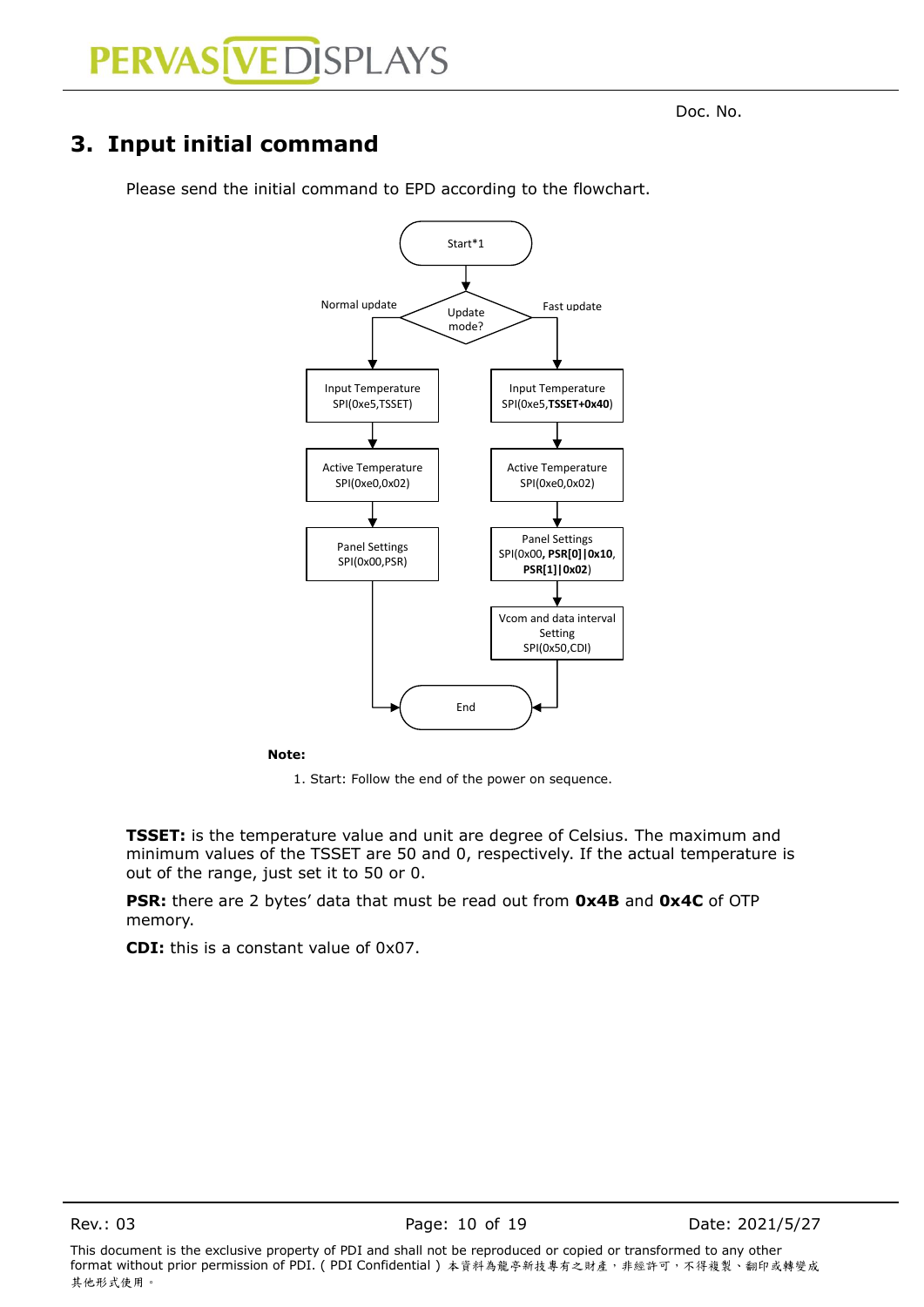Doc. No.

## 3. Input initial command

Please send the initial command to EPD according to the flowchart.

Start*1

Update mode?

Normal update:

- Input Temperature SPI(0xe5,TSSET)
- Active Temperature SPI(0xe0,0x02)
- Panel Settings SPI(0x00,PSR)
- End

Fast update:

- Input Temperature SPI(0xe5,**TSSET+0x40**)
- Active Temperature SPI(0xe0,0x02)
- Panel Settings SPI(0x00, **PSR[0]|0x10**, **PSR[1]|0x02**)
- Vcom and data interval Setting SPI(0x50,CDI)
- End

**Note:**

1. Start: Follow the end of the power on sequence.

**TSSET:** is the temperature value and unit are degree of Celsius. The maximum and minimum values of the TSSET are 50 and 0, respectively. If the actual temperature is out of the range, just set it to 50 or 0.

**PSR:** there are 2 bytes' data that must be read out from **0x4B** and **0x4C** of OTP memory.

**CDI:** this is a constant value of 0x07.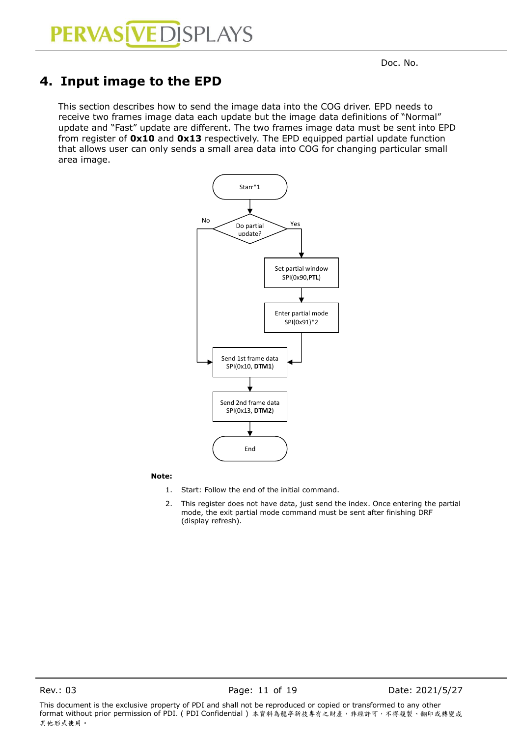## 4. Input image to the EPD

This section describes how to send the image data into the COG driver. EPD needs to receive two frames image data each update but the image data definitions of "Normal" update and "Fast" update are different. The two frames image data must be sent into EPD from register of **0x10** and **0x13** respectively. The EPD equipped partial update function that allows user can only sends a small area data into COG for changing particular small area image.

```
Starr*1
  |
Do partial update?
  |-- No --> Send 1st frame data SPI(0x10, DTM1)
  |-- Yes --> Set partial window SPI(0x90,PTL)
                |
              Enter partial mode SPI(0x91)*2
                |
              Send 1st frame data SPI(0x10, DTM1)
                |
              Send 2nd frame data SPI(0x13, DTM2)
                |
              End
```

**Note:**

1. Start: Follow the end of the initial command.
2. This register does not have data, just send the index. Once entering the partial mode, the exit partial mode command must be sent after finishing DRF (display refresh).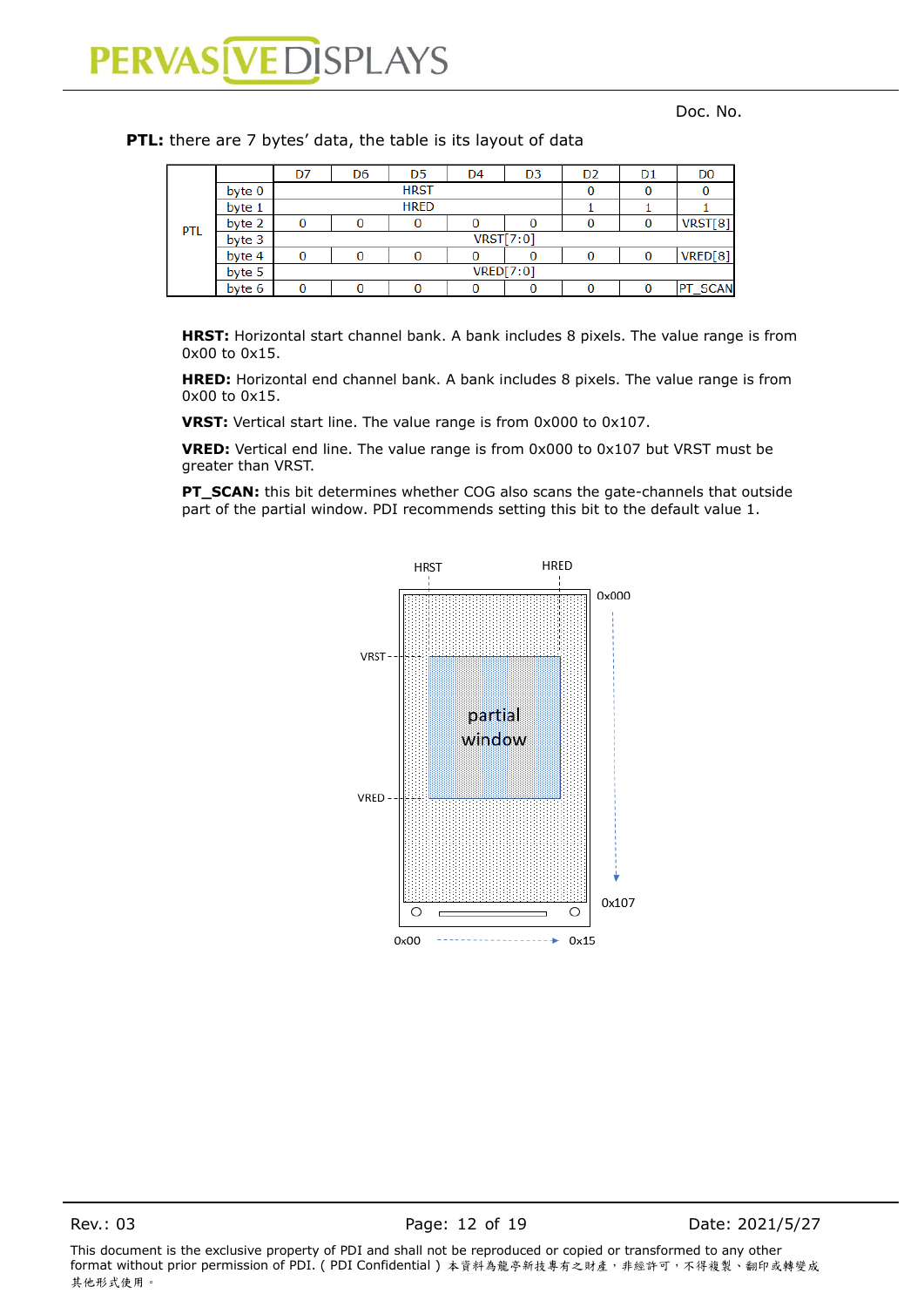**PTL:** there are 7 bytes' data, the table is its layout of data

| | | D7 | D6 | D5 | D4 | D3 | D2 | D1 | D0 |
|---|---|---|---|---|---|---|---|---|---|
| PTL | byte 0 | HRST | | | | | 0 | 0 | 0 |
| | byte 1 | HRED | | | | | 1 | 1 | 1 |
| | byte 2 | 0 | 0 | 0 | 0 | 0 | 0 | 0 | VRST[8] |
| | byte 3 | VRST[7:0] | | | | | | | |
| | byte 4 | 0 | 0 | 0 | 0 | 0 | 0 | 0 | VRED[8] |
| | byte 5 | VRED[7:0] | | | | | | | |
| | byte 6 | 0 | 0 | 0 | 0 | 0 | 0 | 0 | PT_SCAN |

**HRST:** Horizontal start channel bank. A bank includes 8 pixels. The value range is from 0x00 to 0x15.

**HRED:** Horizontal end channel bank. A bank includes 8 pixels. The value range is from 0x00 to 0x15.

**VRST:** Vertical start line. The value range is from 0x000 to 0x107.

**VRED:** Vertical end line. The value range is from 0x000 to 0x107 but VRST must be greater than VRST.

**PT_SCAN:** this bit determines whether COG also scans the gate-channels that outside part of the partial window. PDI recommends setting this bit to the default value 1.

HRST HRED

0x000

VRST

partial window

VRED

0x107

0x00 0x15

This document is the exclusive property of PDI and shall not be reproduced or copied or transformed to any other format without prior permission of PDI. ( PDI Confidential ) 本資料為龍亭新技專有之財產，非經許可，不得複製、翻印或轉變成其他形式使用。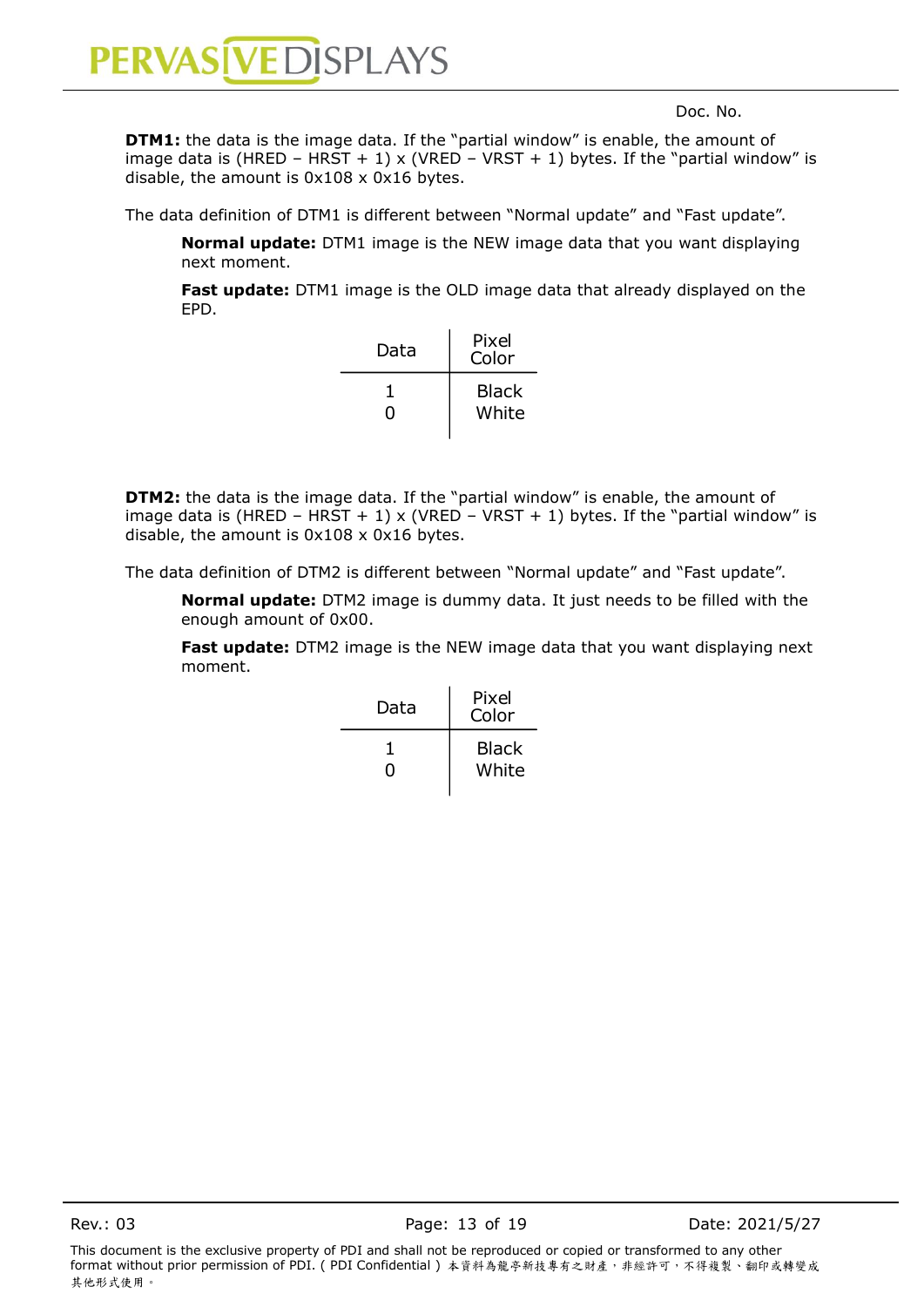**DTM1:** the data is the image data. If the "partial window" is enable, the amount of image data is (HRED – HRST + 1) x (VRED – VRST + 1) bytes. If the "partial window" is disable, the amount is 0x108 x 0x16 bytes.

The data definition of DTM1 is different between "Normal update" and "Fast update".

> **Normal update:** DTM1 image is the NEW image data that you want displaying next moment.
>
> **Fast update:** DTM1 image is the OLD image data that already displayed on the EPD.

| Data | Pixel Color |
|---|---|
| 1 | Black |
| 0 | White |

**DTM2:** the data is the image data. If the "partial window" is enable, the amount of image data is (HRED – HRST + 1) x (VRED – VRST + 1) bytes. If the "partial window" is disable, the amount is 0x108 x 0x16 bytes.

The data definition of DTM2 is different between "Normal update" and "Fast update".

> **Normal update:** DTM2 image is dummy data. It just needs to be filled with the enough amount of 0x00.
>
> **Fast update:** DTM2 image is the NEW image data that you want displaying next moment.

| Data | Pixel Color |
|---|---|
| 1 | Black |
| 0 | White |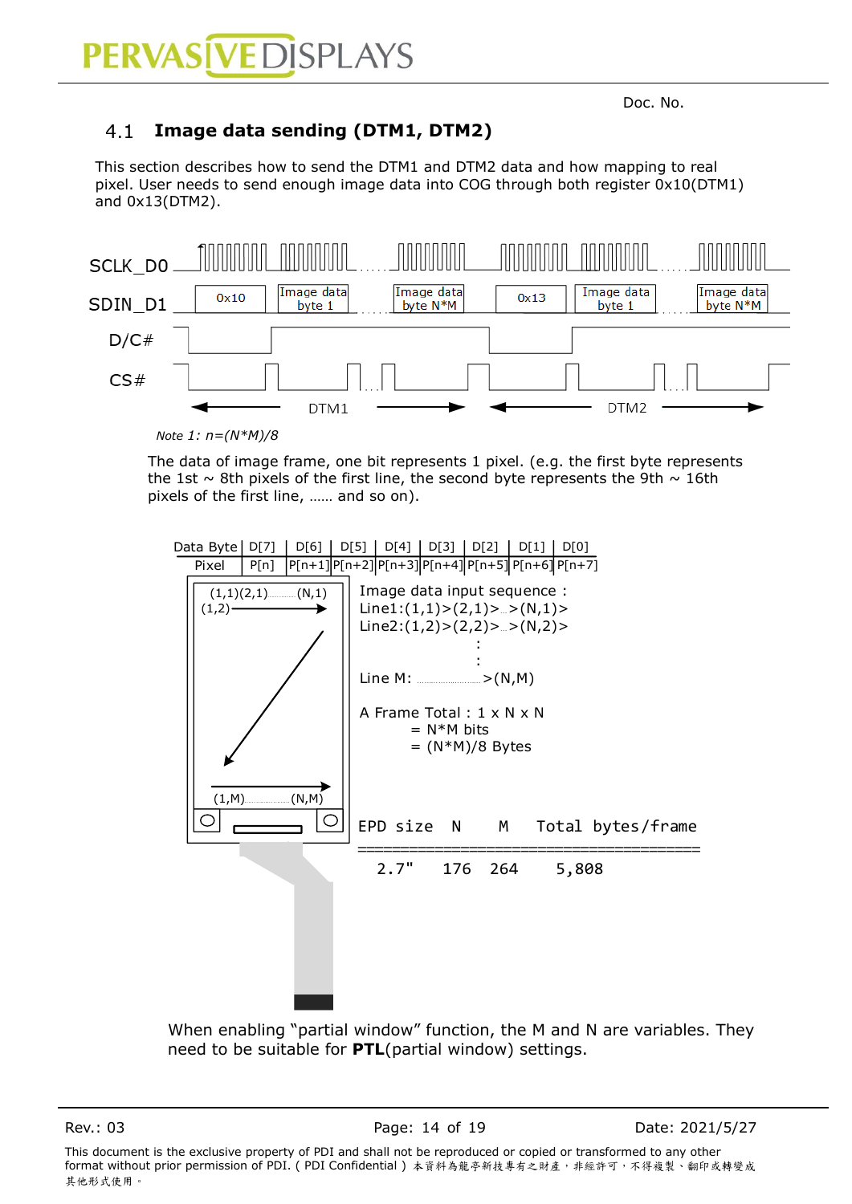Doc. No.

## 4.1 Image data sending (DTM1, DTM2)

This section describes how to send the DTM1 and DTM2 data and how mapping to real pixel. User needs to send enough image data into COG through both register 0x10(DTM1) and 0x13(DTM2).

SCLK_D0

SDIN_D1: 0x10 | Image data byte 1 | Image data byte N*M | 0x13 | Image data byte 1 | Image data byte N*M

D/C#

CS#

DTM1 | DTM2

*Note 1: n=(N*M)/8*

The data of image frame, one bit represents 1 pixel. (e.g. the first byte represents the 1st ~ 8th pixels of the first line, the second byte represents the 9th ~ 16th pixels of the first line, …… and so on).

| Data Byte | D[7] | D[6] | D[5] | D[4] | D[3] | D[2] | D[1] | D[0] |
|---|---|---|---|---|---|---|---|---|
| Pixel | P[n] | P[n+1] | P[n+2] | P[n+3] | P[n+4] | P[n+5] | P[n+6] | P[n+7] |

(1,1)(2,1)……(N,1)
(1,2)
(1,M)……(N,M)

Image data input sequence :
Line1:(1,1)>(2,1)>…>(N,1)>
Line2:(1,2)>(2,2)>…>(N,2)>
:
:
Line M: ……>(N,M)

A Frame Total : 1 x N x N
= N*M bits
= (N*M)/8 Bytes

| EPD size | N | M | Total bytes/frame |
|---|---|---|---|
| 2.7" | 176 | 264 | 5,808 |

When enabling "partial window" function, the M and N are variables. They need to be suitable for **PTL**(partial window) settings.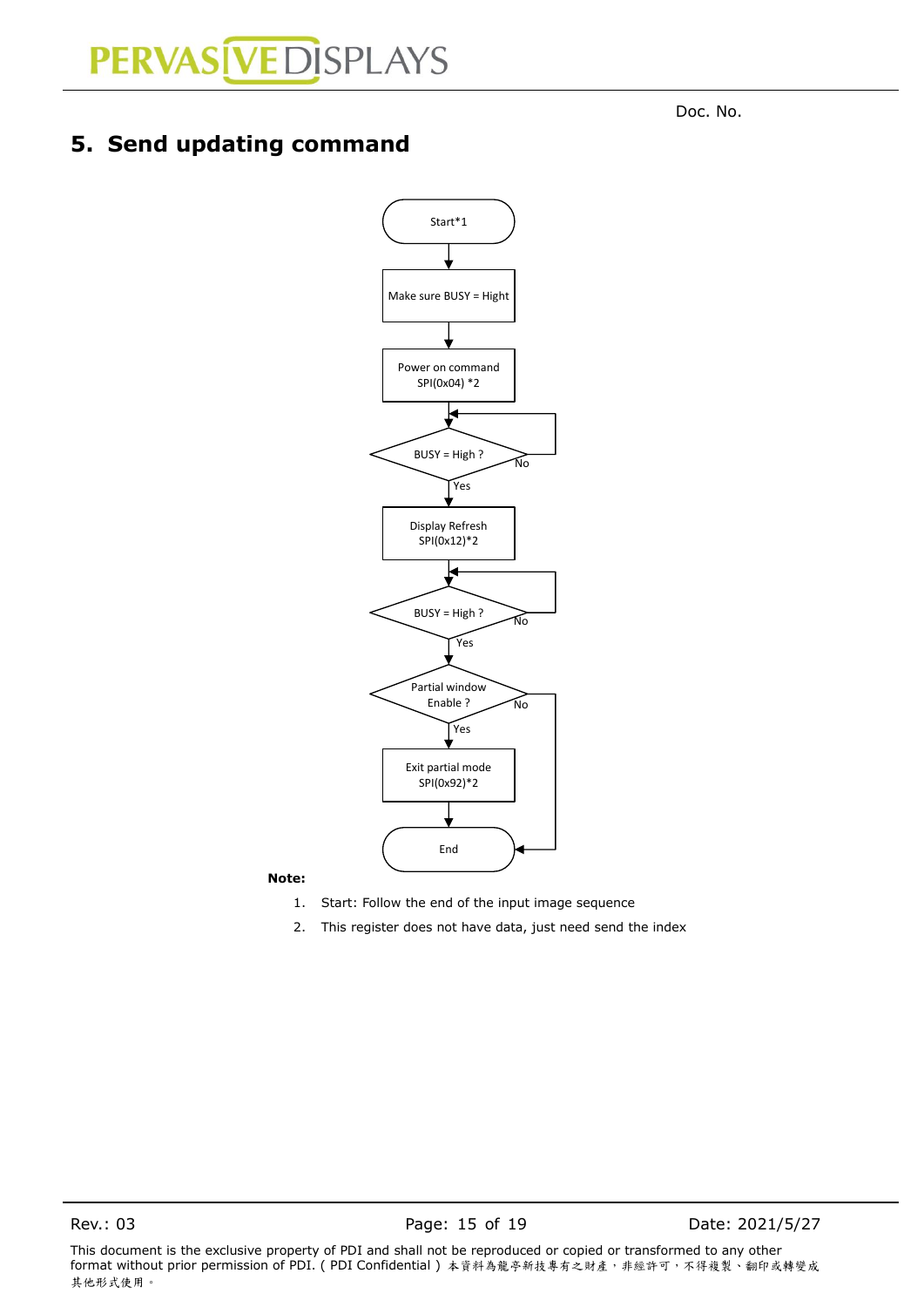Doc. No.

## 5. Send updating command

Start*1

Make sure BUSY = Hight

Power on command
SPI(0x04) *2

BUSY = High ?
No
Yes

Display Refresh
SPI(0x12)*2

BUSY = High ?
No
Yes

Partial window
Enable ?
No
Yes

Exit partial mode
SPI(0x92)*2

End

**Note:**

1. Start: Follow the end of the input image sequence
2. This register does not have data, just need send the index

This document is the exclusive property of PDI and shall not be reproduced or copied or transformed to any other format without prior permission of PDI. ( PDI Confidential ) 本資料為龍亭新技專有之財產，非經許可，不得複製、翻印或轉變成其他形式使用。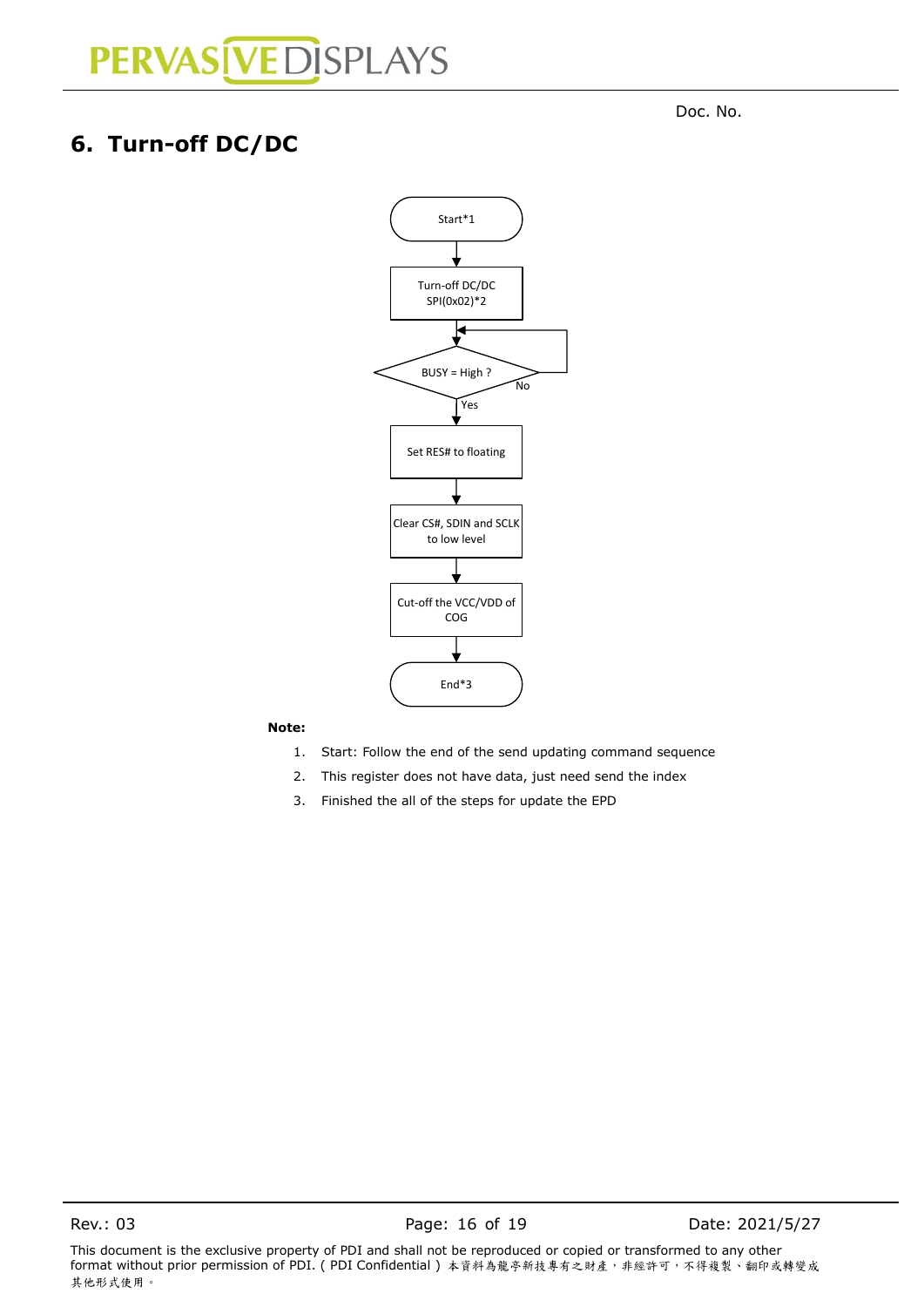Doc. No.

# 6. Turn-off DC/DC

Start*1

Turn-off DC/DC SPI(0x02)*2

BUSY = High ? (No → loop back; Yes → continue)

Set RES# to floating

Clear CS#, SDIN and SCLK to low level

Cut-off the VCC/VDD of COG

End*3

**Note:**

1. Start: Follow the end of the send updating command sequence
2. This register does not have data, just need send the index
3. Finished the all of the steps for update the EPD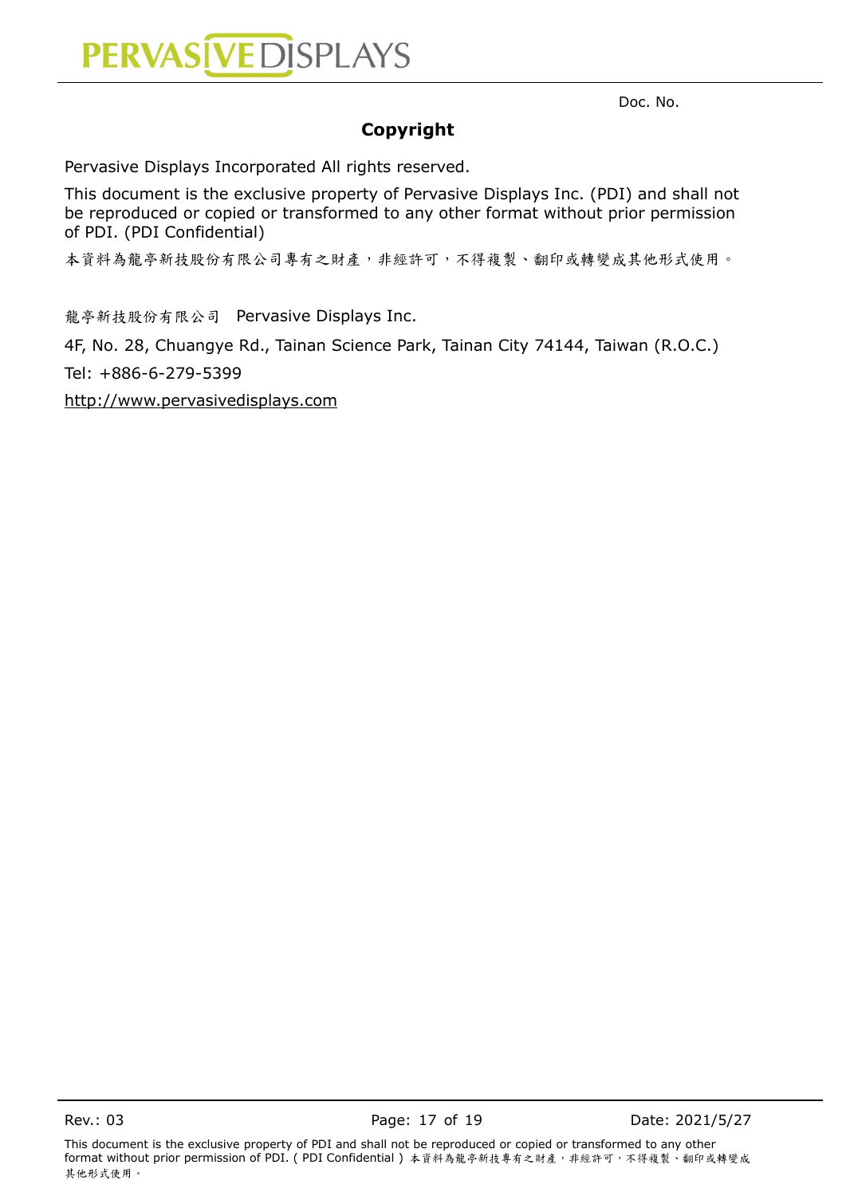Doc. No.

## Copyright

Pervasive Displays Incorporated All rights reserved.

This document is the exclusive property of Pervasive Displays Inc. (PDI) and shall not be reproduced or copied or transformed to any other format without prior permission of PDI. (PDI Confidential)

本資料為龍亭新技股份有限公司專有之財產，非經許可，不得複製、翻印或轉變成其他形式使用。

龍亭新技股份有限公司 Pervasive Displays Inc.

4F, No. 28, Chuangye Rd., Tainan Science Park, Tainan City 74144, Taiwan (R.O.C.)

Tel: +886-6-279-5399

http://www.pervasivedisplays.com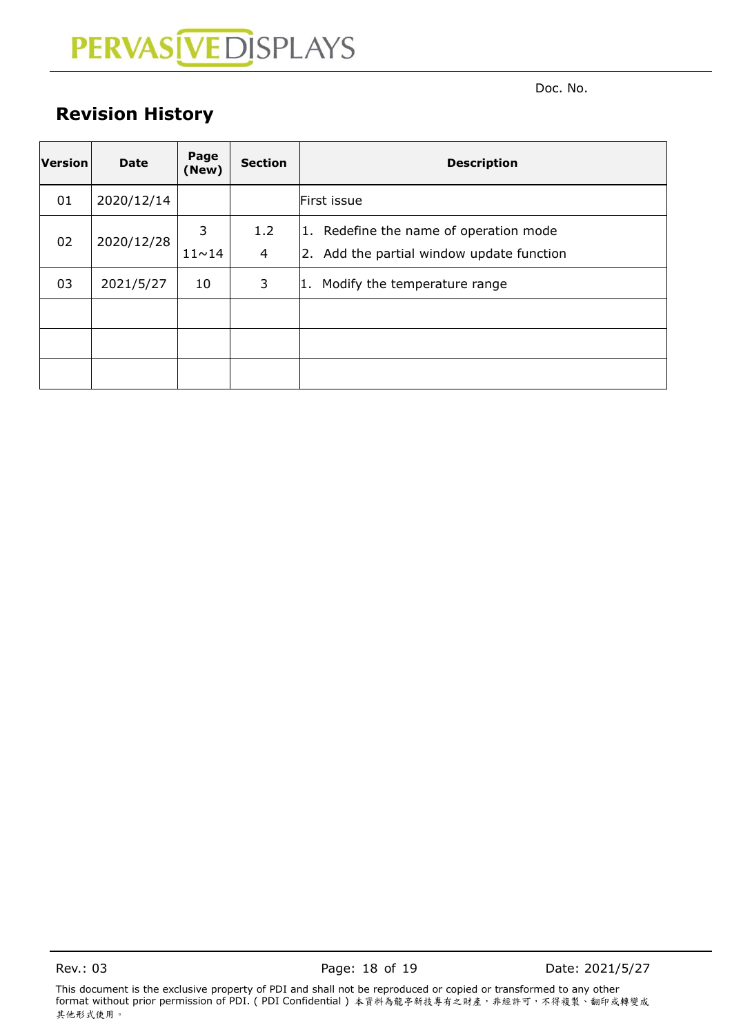Doc. No.

## Revision History

| Version | Date | Page (New) | Section | Description |
|---|---|---|---|---|
| 01 | 2020/12/14 | | | First issue |
| 02 | 2020/12/28 | 3<br>11~14 | 1.2<br>4 | 1. Redefine the name of operation mode<br>2. Add the partial window update function |
| 03 | 2021/5/27 | 10 | 3 | 1. Modify the temperature range |
| | | | | |
| | | | | |
| | | | | |

This document is the exclusive property of PDI and shall not be reproduced or copied or transformed to any other format without prior permission of PDI. ( PDI Confidential ) 本資料為龍亭新技專有之財產，非經許可，不得複製、翻印或轉變成其他形式使用。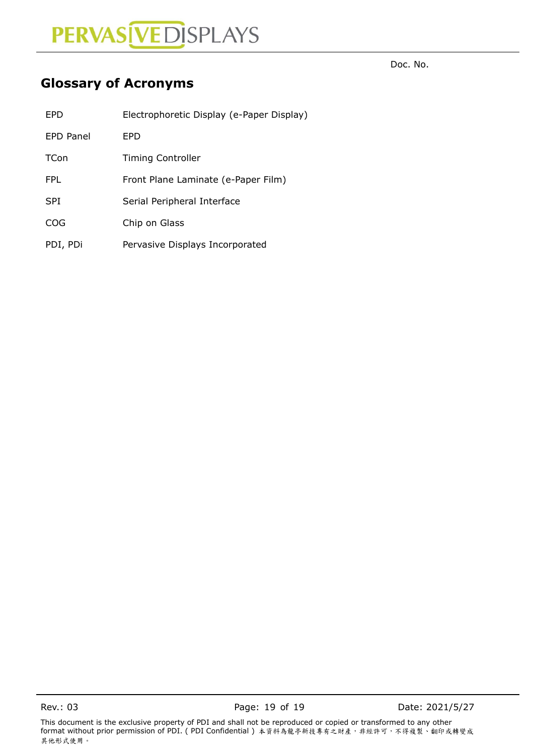## Glossary of Acronyms

| | |
|---|---|
| EPD | Electrophoretic Display (e-Paper Display) |
| EPD Panel | EPD |
| TCon | Timing Controller |
| FPL | Front Plane Laminate (e-Paper Film) |
| SPI | Serial Peripheral Interface |
| COG | Chip on Glass |
| PDI, PDi | Pervasive Displays Incorporated |